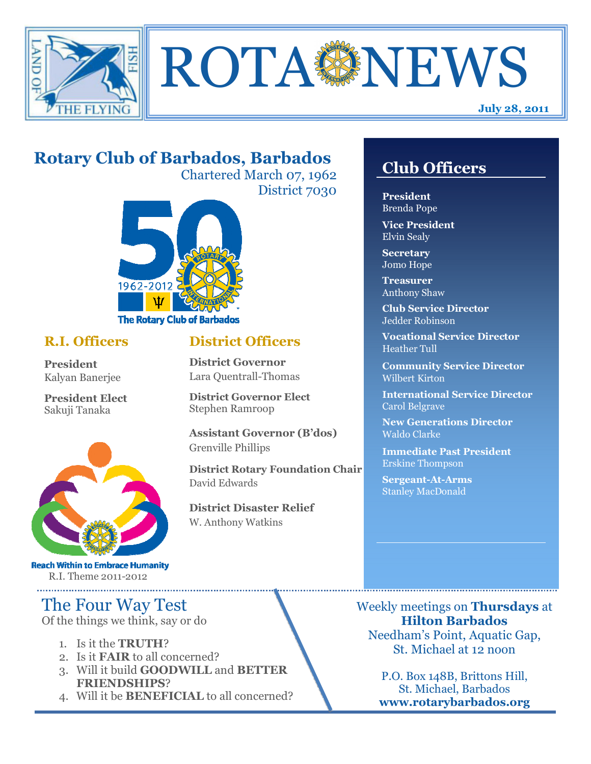# ROTA NEWS

**July 28, 2011**

## Rotary Club of Barbados, Barbados

Chartered March 07, 1962
District 7030

The Rotary Club of Barbados
1962-2012

### R.I. Officers

**President**
Kalyan Banerjee

**President Elect**
Sakuji Tanaka

Reach Within to Embrace Humanity
R.I. Theme 2011-2012

### District Officers

**District Governor**
Lara Quentrall-Thomas

**District Governor Elect**
Stephen Ramroop

**Assistant Governor (B'dos)**
Grenville Phillips

**District Rotary Foundation Chair**
David Edwards

**District Disaster Relief**
W. Anthony Watkins

## Club Officers

**President**
Brenda Pope

**Vice President**
Elvin Sealy

**Secretary**
Jomo Hope

**Treasurer**
Anthony Shaw

**Club Service Director**
Jedder Robinson

**Vocational Service Director**
Heather Tull

**Community Service Director**
Wilbert Kirton

**International Service Director**
Carol Belgrave

**New Generations Director**
Waldo Clarke

**Immediate Past President**
Erskine Thompson

**Sergeant-At-Arms**
Stanley MacDonald

## The Four Way Test

Of the things we think, say or do

1. Is it the **TRUTH**?
2. Is it **FAIR** to all concerned?
3. Will it build **GOODWILL** and **BETTER FRIENDSHIPS**?
4. Will it be **BENEFICIAL** to all concerned?

Weekly meetings on **Thursdays** at
**Hilton Barbados**
Needham's Point, Aquatic Gap,
St. Michael at 12 noon

P.O. Box 148B, Brittons Hill,
St. Michael, Barbados
**www.rotarybarbados.org**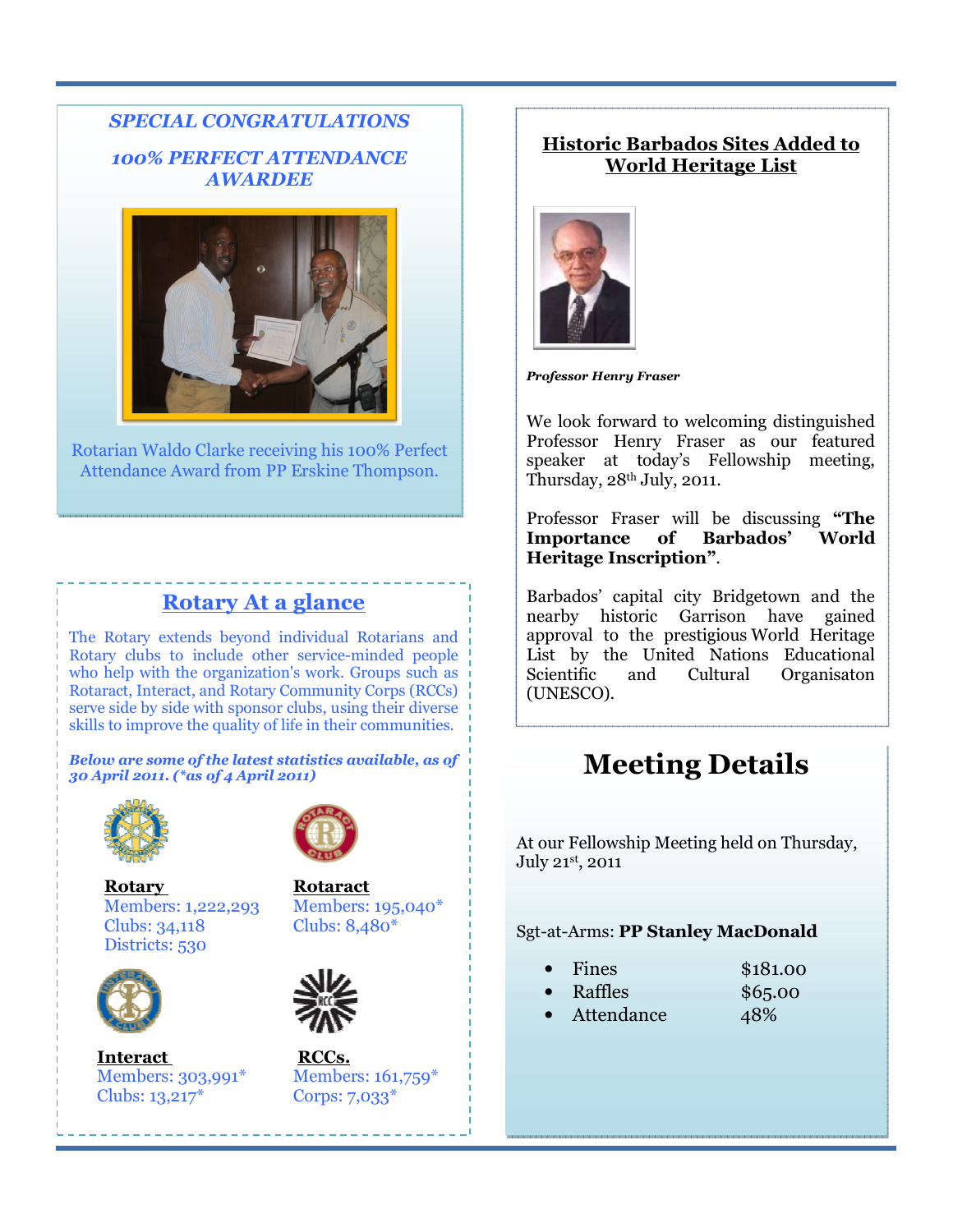## *SPECIAL CONGRATULATIONS*

## *100% PERFECT ATTENDANCE AWARDEE*

Rotarian Waldo Clarke receiving his 100% Perfect Attendance Award from PP Erskine Thompson.

## Rotary At a glance

The Rotary extends beyond individual Rotarians and Rotary clubs to include other service-minded people who help with the organization's work. Groups such as Rotaract, Interact, and Rotary Community Corps (RCCs) serve side by side with sponsor clubs, using their diverse skills to improve the quality of life in their communities.

***Below are some of the latest statistics available, as of 30 April 2011. (\*as of 4 April 2011)***

**Rotary**
Members: 1,222,293
Clubs: 34,118
Districts: 530

**Rotaract**
Members: 195,040*
Clubs: 8,480*

**Interact**
Members: 303,991*
Clubs: 13,217*

**RCCs.**
Members: 161,759*
Corps: 7,033*

## Historic Barbados Sites Added to World Heritage List

***Professor Henry Fraser***

We look forward to welcoming distinguished Professor Henry Fraser as our featured speaker at today's Fellowship meeting, Thursday, 28th July, 2011.

Professor Fraser will be discussing **"The Importance of Barbados' World Heritage Inscription"**.

Barbados' capital city Bridgetown and the nearby historic Garrison have gained approval to the prestigious World Heritage List by the United Nations Educational Scientific and Cultural Organisaton (UNESCO).

# Meeting Details

At our Fellowship Meeting held on Thursday, July 21st, 2011

Sgt-at-Arms: **PP Stanley MacDonald**

- Fines $181.00
- Raffles $65.00
- Attendance 48%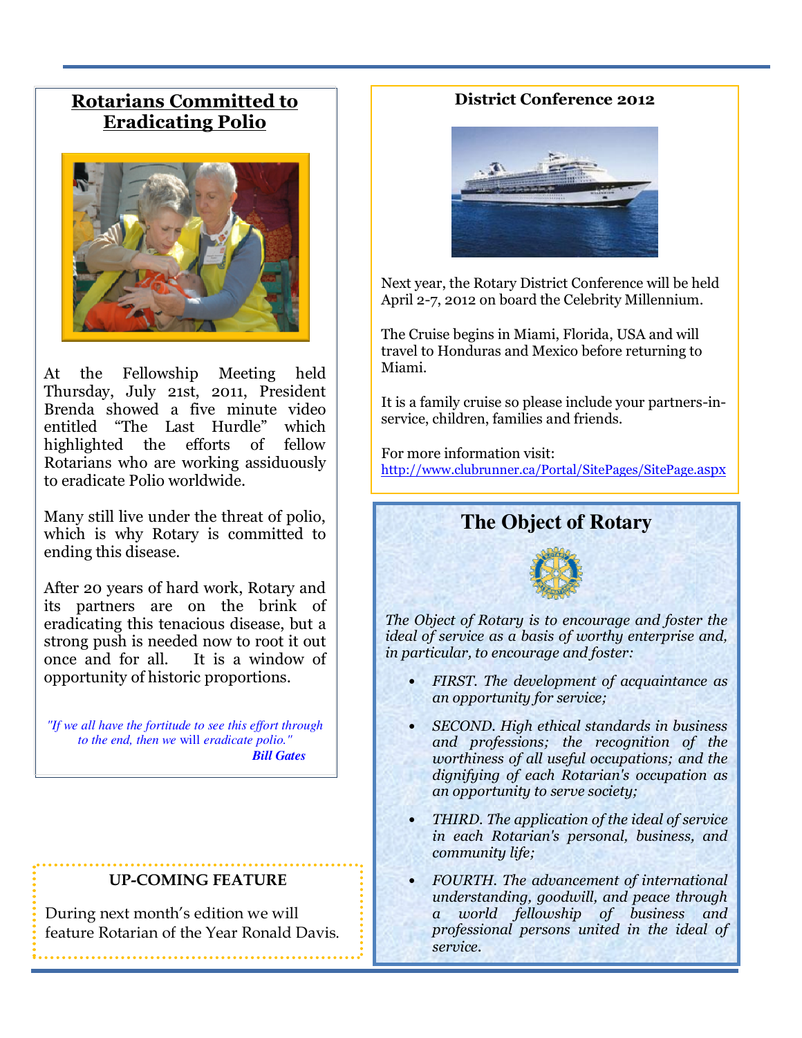## Rotarians Committed to Eradicating Polio

At the Fellowship Meeting held Thursday, July 21st, 2011, President Brenda showed a five minute video entitled "The Last Hurdle" which highlighted the efforts of fellow Rotarians who are working assiduously to eradicate Polio worldwide.

Many still live under the threat of polio, which is why Rotary is committed to ending this disease.

After 20 years of hard work, Rotary and its partners are on the brink of eradicating this tenacious disease, but a strong push is needed now to root it out once and for all. It is a window of opportunity of historic proportions.

*"If we all have the fortitude to see this effort through to the end, then we will eradicate polio."*
***Bill Gates***

### UP-COMING FEATURE

During next month's edition we will feature Rotarian of the Year Ronald Davis.

## District Conference 2012

Next year, the Rotary District Conference will be held April 2-7, 2012 on board the Celebrity Millennium.

The Cruise begins in Miami, Florida, USA and will travel to Honduras and Mexico before returning to Miami.

It is a family cruise so please include your partners-in-service, children, families and friends.

For more information visit:
http://www.clubrunner.ca/Portal/SitePages/SitePage.aspx

## The Object of Rotary

*The Object of Rotary is to encourage and foster the ideal of service as a basis of worthy enterprise and, in particular, to encourage and foster:*

- *FIRST. The development of acquaintance as an opportunity for service;*
- *SECOND. High ethical standards in business and professions; the recognition of the worthiness of all useful occupations; and the dignifying of each Rotarian's occupation as an opportunity to serve society;*
- *THIRD. The application of the ideal of service in each Rotarian's personal, business, and community life;*
- *FOURTH. The advancement of international understanding, goodwill, and peace through a world fellowship of business and professional persons united in the ideal of service.*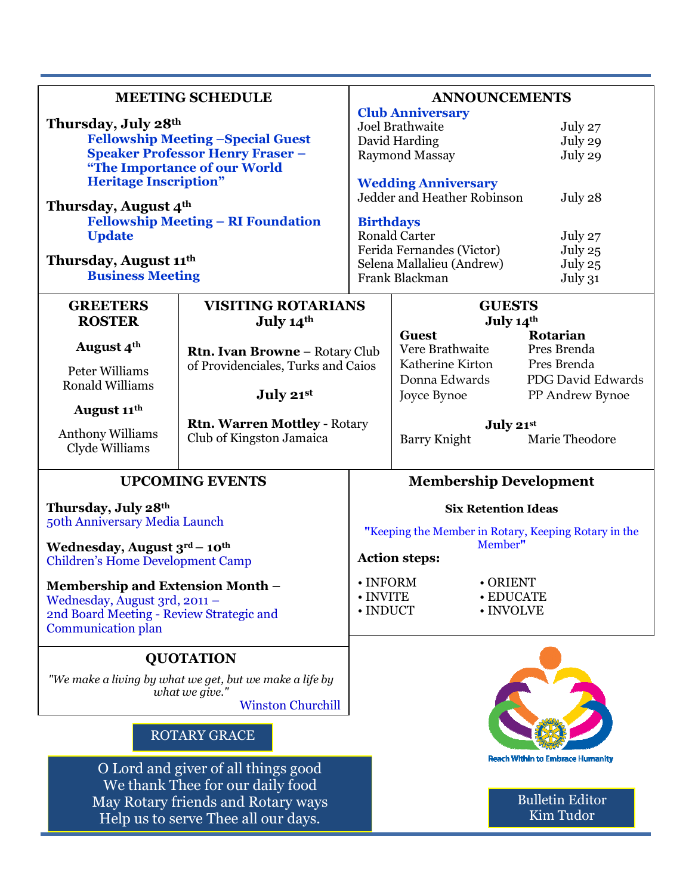## MEETING SCHEDULE

**Thursday, July 28th**
**Fellowship Meeting –Special Guest Speaker Professor Henry Fraser – "The Importance of our World Heritage Inscription"**

**Thursday, August 4th**
**Fellowship Meeting – RI Foundation Update**

**Thursday, August 11th**
**Business Meeting**

## ANNOUNCEMENTS

**Club Anniversary**

| | |
|---|---|
| Joel Brathwaite | July 27 |
| David Harding | July 29 |
| Raymond Massay | July 29 |

**Wedding Anniversary**

| | |
|---|---|
| Jedder and Heather Robinson | July 28 |

**Birthdays**

| | |
|---|---|
| Ronald Carter | July 27 |
| Ferida Fernandes (Victor) | July 25 |
| Selena Mallalieu (Andrew) | July 25 |
| Frank Blackman | July 31 |

## GREETERS ROSTER

**August 4th**

Peter Williams
Ronald Williams

**August 11th**

Anthony Williams
Clyde Williams

## VISITING ROTARIANS

**July 14th**

**Rtn. Ivan Browne** – Rotary Club of Providenciales, Turks and Caios

**July 21st**

**Rtn. Warren Mottley** - Rotary Club of Kingston Jamaica

## GUESTS

**July 14th**

| Guest | Rotarian |
|---|---|
| Vere Brathwaite | Pres Brenda |
| Katherine Kirton | Pres Brenda |
| Donna Edwards | PDG David Edwards |
| Joyce Bynoe | PP Andrew Bynoe |

**July 21st**

| | |
|---|---|
| Barry Knight | Marie Theodore |

## UPCOMING EVENTS

**Thursday, July 28th**
50th Anniversary Media Launch

**Wednesday, August 3rd – 10th**
Children's Home Development Camp

**Membership and Extension Month –**
Wednesday, August 3rd, 2011 –
2nd Board Meeting - Review Strategic and Communication plan

## Membership Development

**Six Retention Ideas**

"Keeping the Member in Rotary, Keeping Rotary in the Member"

**Action steps:**

- INFORM
- INVITE
- INDUCT
- ORIENT
- EDUCATE
- INVOLVE

## QUOTATION

*"We make a living by what we get, but we make a life by what we give."*

Winston Churchill

## ROTARY GRACE

O Lord and giver of all things good
We thank Thee for our daily food
May Rotary friends and Rotary ways
Help us to serve Thee all our days.

Reach Within to Embrace Humanity

Bulletin Editor
Kim Tudor